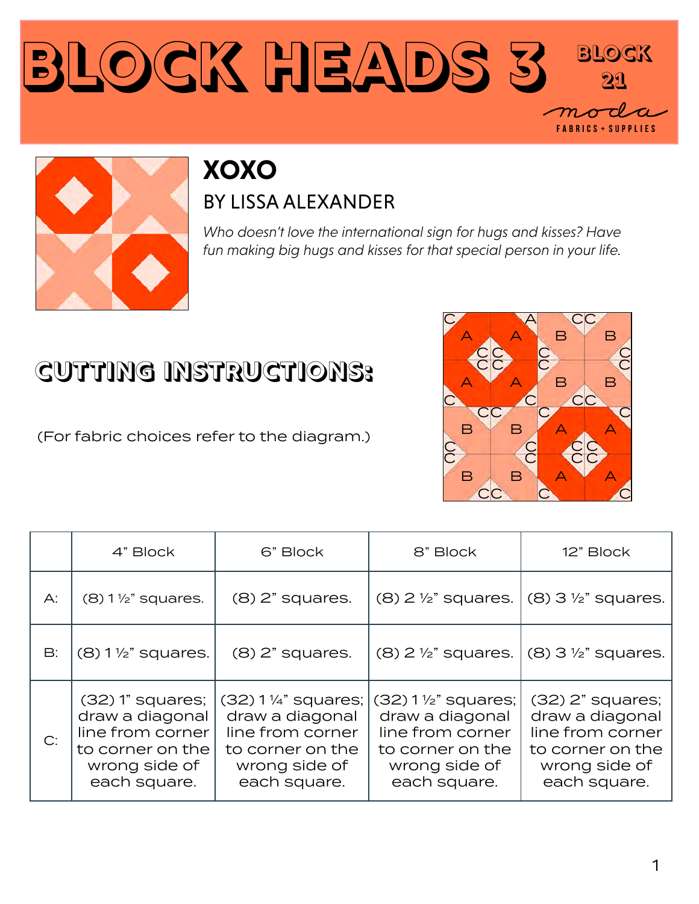# BLOCK HEADS 3

BLOCK 21

moda FABRICS + SUPPLIES

## XOXO

### BY LISSA ALEXANDER

*Who doesn't love the international sign for hugs and kisses? Have fun making big hugs and kisses for that special person in your life.*

## CUTTING INSTRUCTIONS:

(For fabric choices refer to the diagram.)

| | 4" Block | 6" Block | 8" Block | 12" Block |
|---|---|---|---|---|
| A: | (8) 1 ½" squares. | (8) 2" squares. | (8) 2 ½" squares. | (8) 3 ½" squares. |
| B: | (8) 1 ½" squares. | (8) 2" squares. | (8) 2 ½" squares. | (8) 3 ½" squares. |
| C: | (32) 1" squares; draw a diagonal line from corner to corner on the wrong side of each square. | (32) 1 ¼" squares; draw a diagonal line from corner to corner on the wrong side of each square. | (32) 1 ½" squares; draw a diagonal line from corner to corner on the wrong side of each square. | (32) 2" squares; draw a diagonal line from corner to corner on the wrong side of each square. |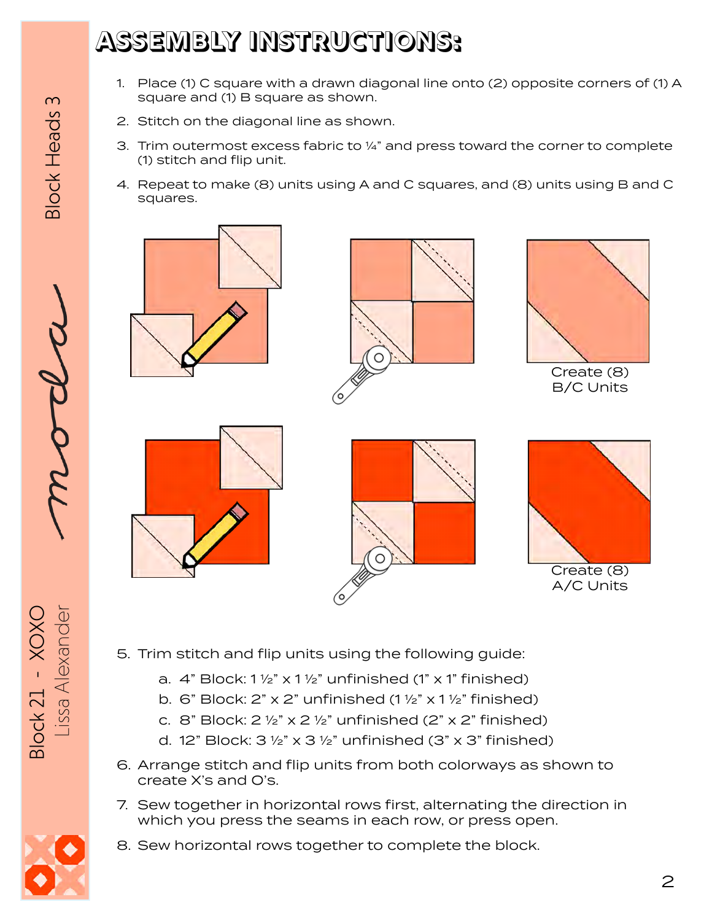# ASSEMBLY INSTRUCTIONS:

1. Place (1) C square with a drawn diagonal line onto (2) opposite corners of (1) A square and (1) B square as shown.
2. Stitch on the diagonal line as shown.
3. Trim outermost excess fabric to ¼" and press toward the corner to complete (1) stitch and flip unit.
4. Repeat to make (8) units using A and C squares, and (8) units using B and C squares.

Create (8) B/C Units

Create (8) A/C Units

5. Trim stitch and flip units using the following guide:
   a. 4" Block: 1 ½" x 1 ½" unfinished (1" x 1" finished)
   b. 6" Block: 2" x 2" unfinished (1 ½" x 1 ½" finished)
   c. 8" Block: 2 ½" x 2 ½" unfinished (2" x 2" finished)
   d. 12" Block: 3 ½" x 3 ½" unfinished (3" x 3" finished)
6. Arrange stitch and flip units from both colorways as shown to create X's and O's.
7. Sew together in horizontal rows first, alternating the direction in which you press the seams in each row, or press open.
8. Sew horizontal rows together to complete the block.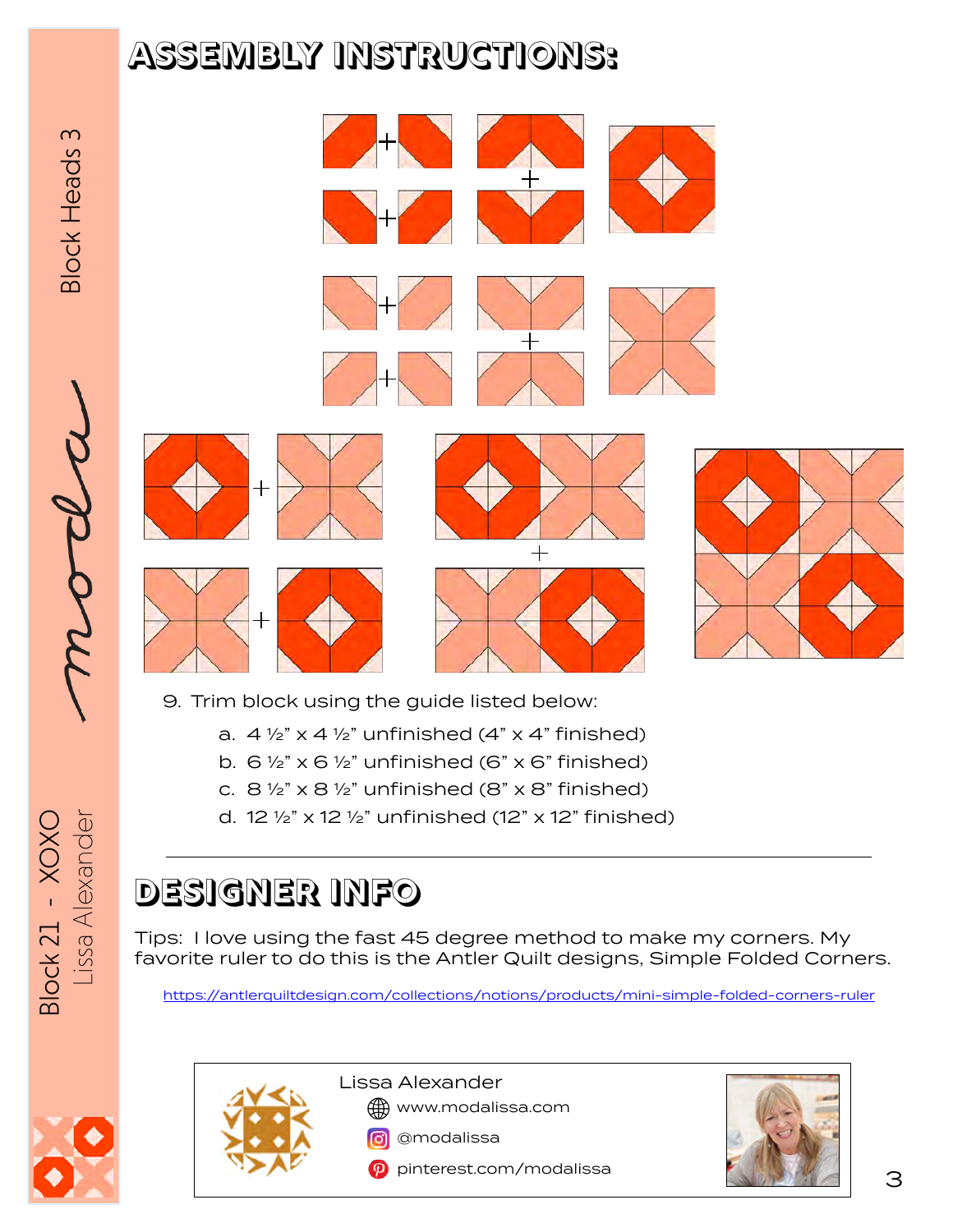# ASSEMBLY INSTRUCTIONS:

9. Trim block using the guide listed below:
   a. 4 ½" x 4 ½" unfinished (4" x 4" finished)
   b. 6 ½" x 6 ½" unfinished (6" x 6" finished)
   c. 8 ½" x 8 ½" unfinished (8" x 8" finished)
   d. 12 ½" x 12 ½" unfinished (12" x 12" finished)

---

# DESIGNER INFO

Tips: I love using the fast 45 degree method to make my corners. My favorite ruler to do this is the Antler Quilt designs, Simple Folded Corners.

https://antlerquiltdesign.com/collections/notions/products/mini-simple-folded-corners-ruler

Lissa Alexander

www.modalissa.com

@modalissa

pinterest.com/modalissa